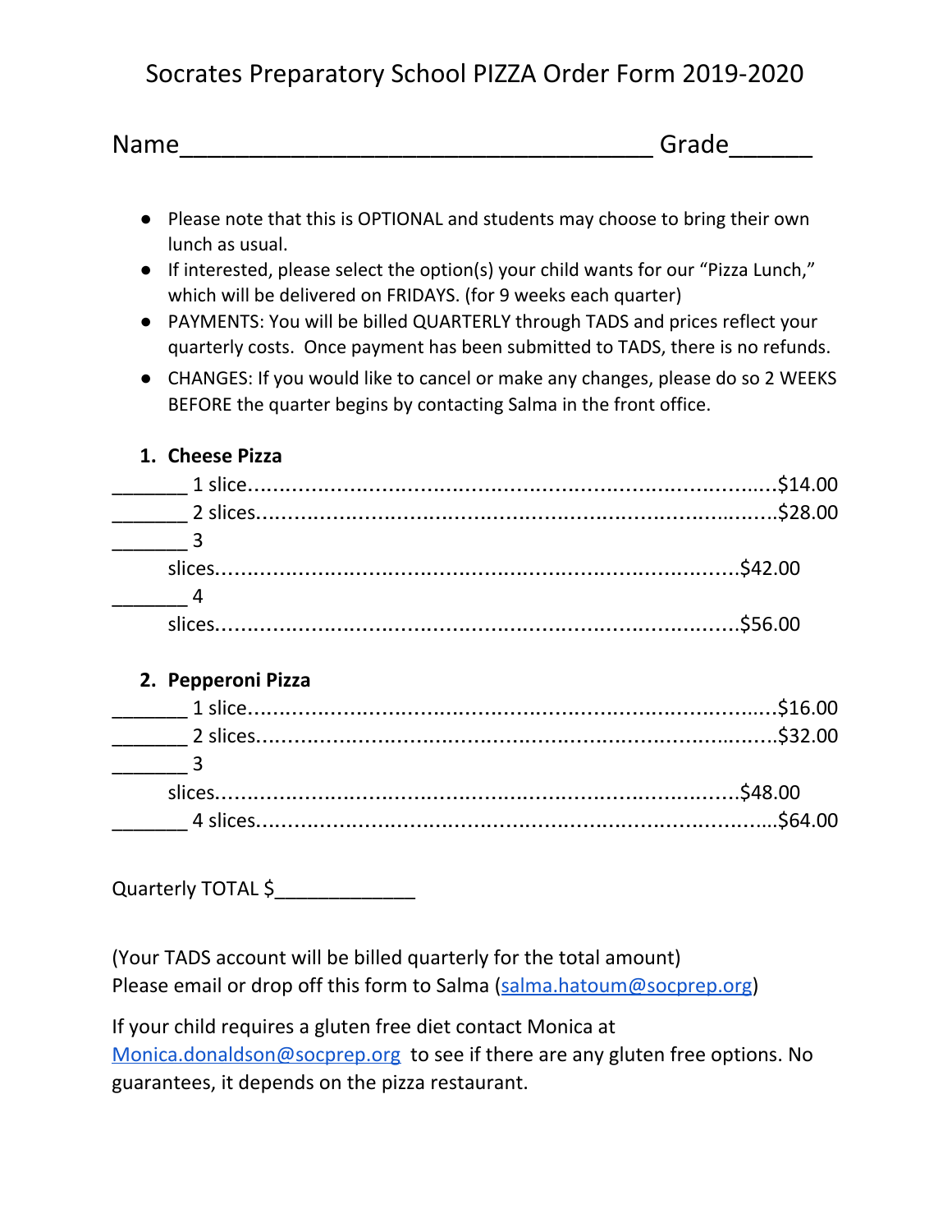# Socrates Preparatory School PIZZA Order Form 2019-2020

Name__________________________________ Grade______

- Please note that this is OPTIONAL and students may choose to bring their own lunch as usual.
- If interested, please select the option(s) your child wants for our "Pizza Lunch," which will be delivered on FRIDAYS. (for 9 weeks each quarter)
- PAYMENTS: You will be billed QUARTERLY through TADS and prices reflect your quarterly costs. Once payment has been submitted to TADS, there is no refunds.
- CHANGES: If you would like to cancel or make any changes, please do so 2 WEEKS BEFORE the quarter begins by contacting Salma in the front office.

1. **Cheese Pizza**

_______ 1 slice..........................................................................$14.00
_______ 2 slices........................................................................$28.00
_______ 3 slices........................................................................$42.00
_______ 4 slices........................................................................$56.00

2. **Pepperoni Pizza**

_______ 1 slice..........................................................................$16.00
_______ 2 slices........................................................................$32.00
_______ 3 slices........................................................................$48.00
_______ 4 slices........................................................................$64.00

Quarterly TOTAL $_____________

(Your TADS account will be billed quarterly for the total amount)
Please email or drop off this form to Salma (salma.hatoum@socprep.org)

If your child requires a gluten free diet contact Monica at Monica.donaldson@socprep.org to see if there are any gluten free options. No guarantees, it depends on the pizza restaurant.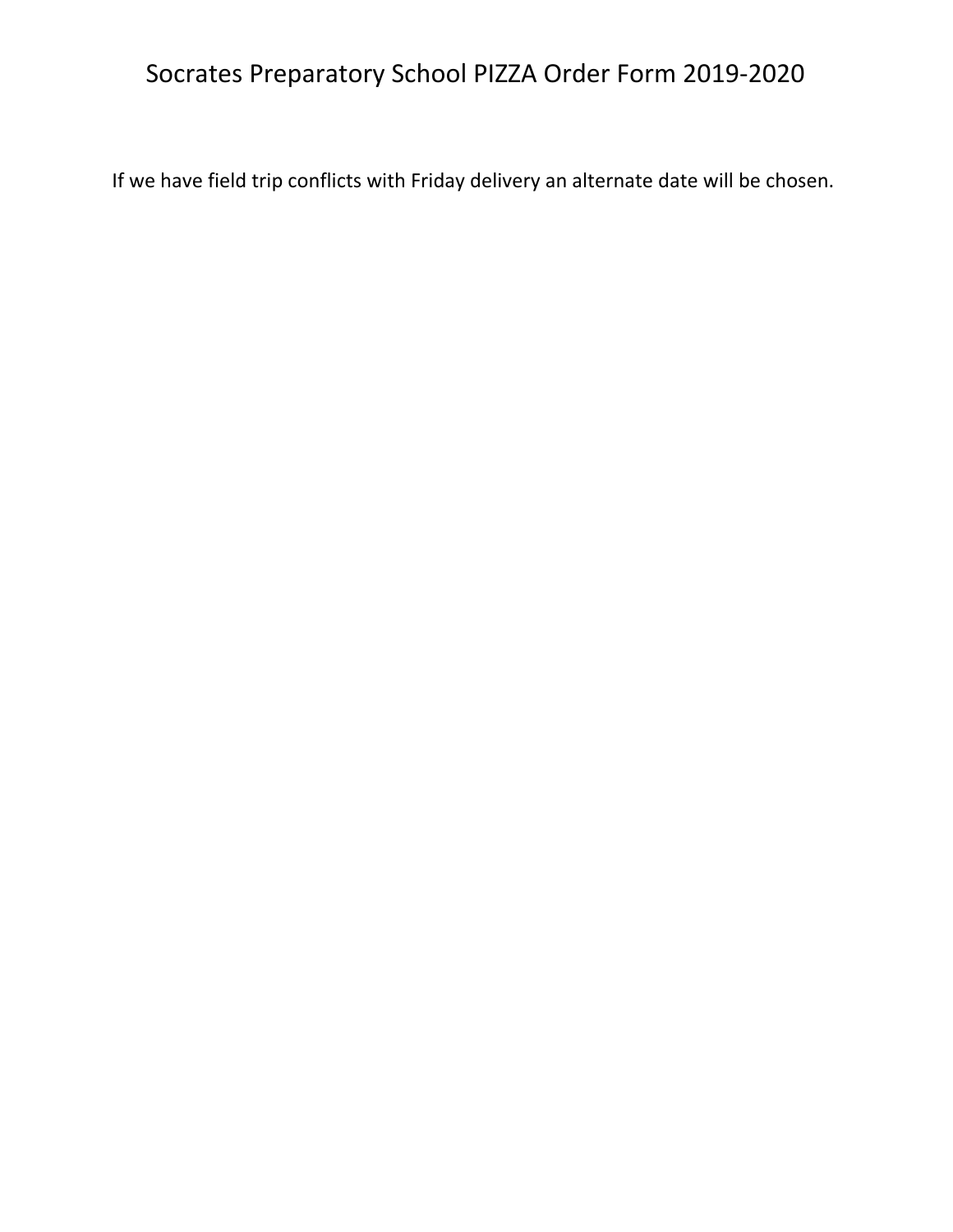# Socrates Preparatory School PIZZA Order Form 2019-2020

If we have field trip conflicts with Friday delivery an alternate date will be chosen.